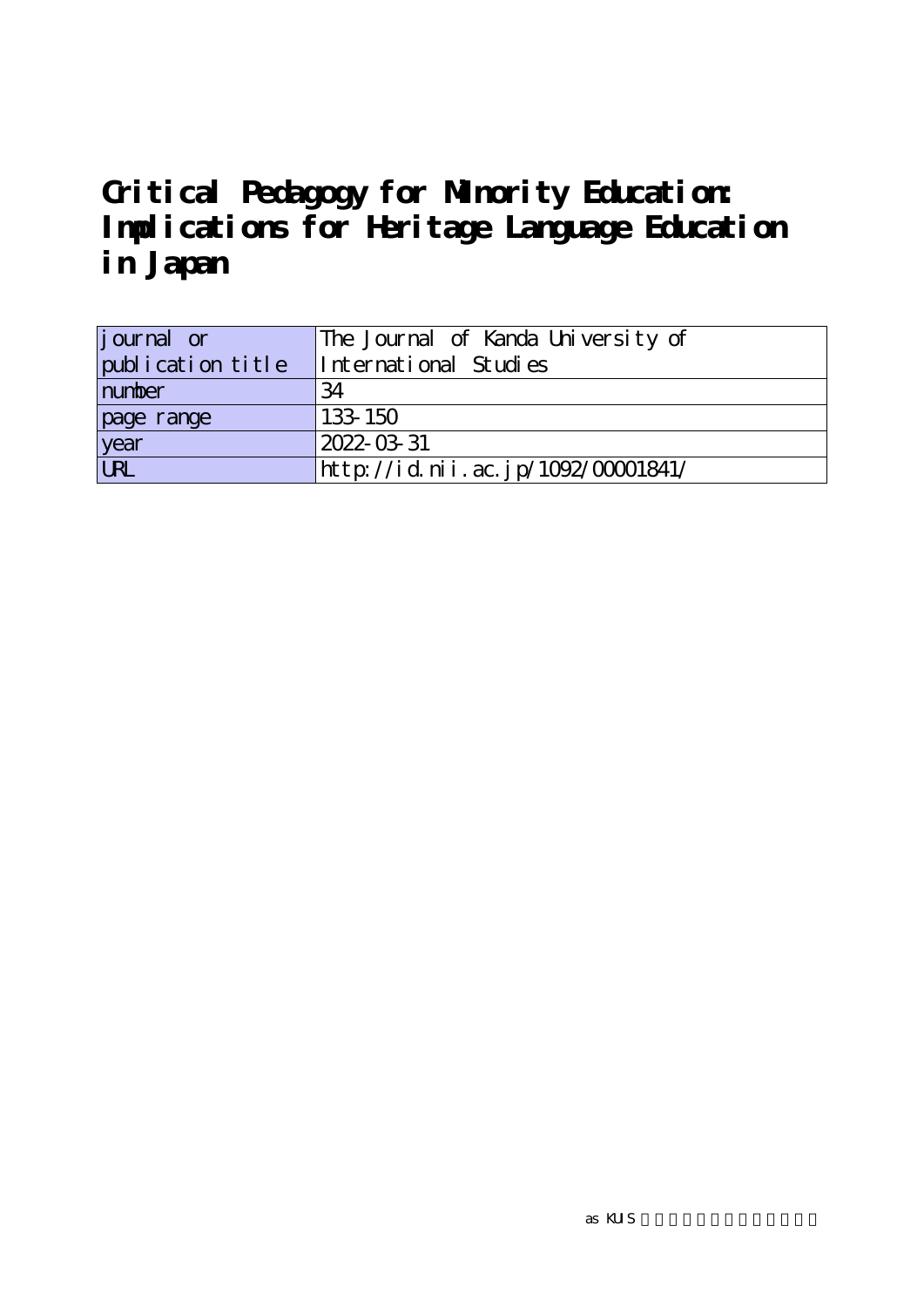# Critical Pedagogy for Minority Education: Implications for Heritage Language Education in Japan

| journal or publication title | The Journal of Kanda University of International Studies |
| --- | --- |
| number | 34 |
| page range | 133-150 |
| year | 2022-03-31 |
| URL | http://id.nii.ac.jp/1092/00001841/ |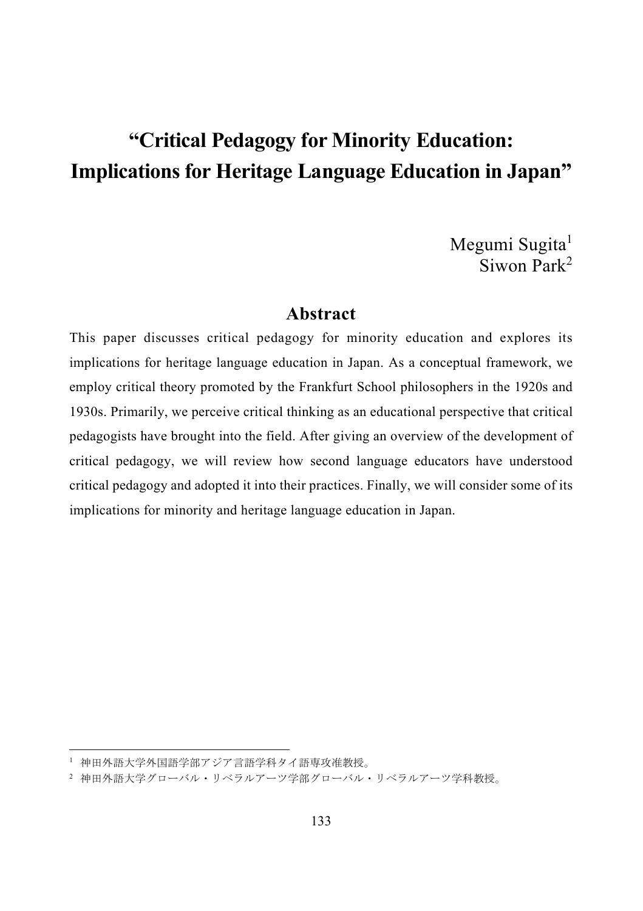# "Critical Pedagogy for Minority Education: Implications for Heritage Language Education in Japan"

Megumi Sugita[1]
Siwon Park[2]

## Abstract

This paper discusses critical pedagogy for minority education and explores its implications for heritage language education in Japan. As a conceptual framework, we employ critical theory promoted by the Frankfurt School philosophers in the 1920s and 1930s. Primarily, we perceive critical thinking as an educational perspective that critical pedagogists have brought into the field. After giving an overview of the development of critical pedagogy, we will review how second language educators have understood critical pedagogy and adopted it into their practices. Finally, we will consider some of its implications for minority and heritage language education in Japan.

---

[1] 神田外語大学外国語学部アジア言語学科タイ語専攻准教授。

[2] 神田外語大学グローバル・リベラルアーツ学部グローバル・リベラルアーツ学科教授。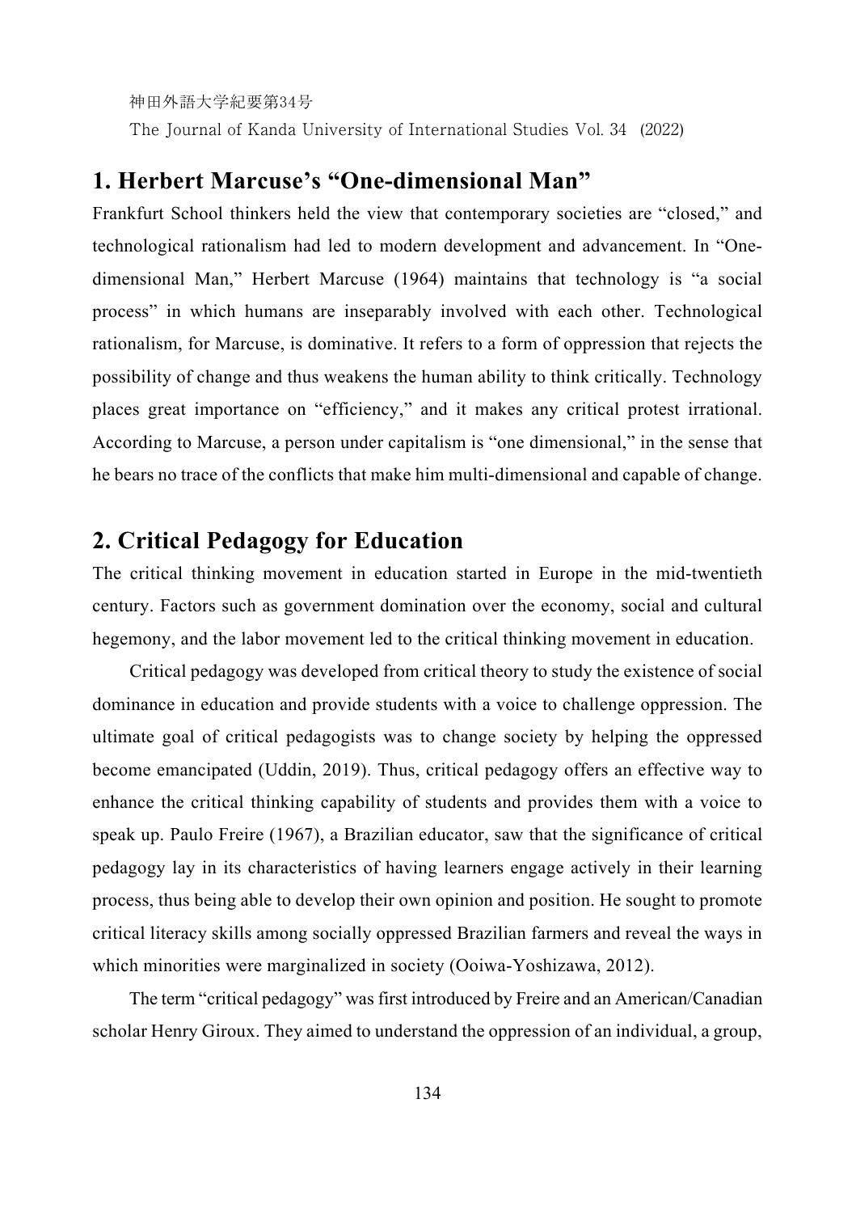## 1. Herbert Marcuse's "One-dimensional Man"

Frankfurt School thinkers held the view that contemporary societies are "closed," and technological rationalism had led to modern development and advancement. In "One-dimensional Man," Herbert Marcuse (1964) maintains that technology is "a social process" in which humans are inseparably involved with each other. Technological rationalism, for Marcuse, is dominative. It refers to a form of oppression that rejects the possibility of change and thus weakens the human ability to think critically. Technology places great importance on "efficiency," and it makes any critical protest irrational. According to Marcuse, a person under capitalism is "one dimensional," in the sense that he bears no trace of the conflicts that make him multi-dimensional and capable of change.

## 2. Critical Pedagogy for Education

The critical thinking movement in education started in Europe in the mid-twentieth century. Factors such as government domination over the economy, social and cultural hegemony, and the labor movement led to the critical thinking movement in education.

Critical pedagogy was developed from critical theory to study the existence of social dominance in education and provide students with a voice to challenge oppression. The ultimate goal of critical pedagogists was to change society by helping the oppressed become emancipated (Uddin, 2019). Thus, critical pedagogy offers an effective way to enhance the critical thinking capability of students and provides them with a voice to speak up. Paulo Freire (1967), a Brazilian educator, saw that the significance of critical pedagogy lay in its characteristics of having learners engage actively in their learning process, thus being able to develop their own opinion and position. He sought to promote critical literacy skills among socially oppressed Brazilian farmers and reveal the ways in which minorities were marginalized in society (Ooiwa-Yoshizawa, 2012).

The term "critical pedagogy" was first introduced by Freire and an American/Canadian scholar Henry Giroux. They aimed to understand the oppression of an individual, a group,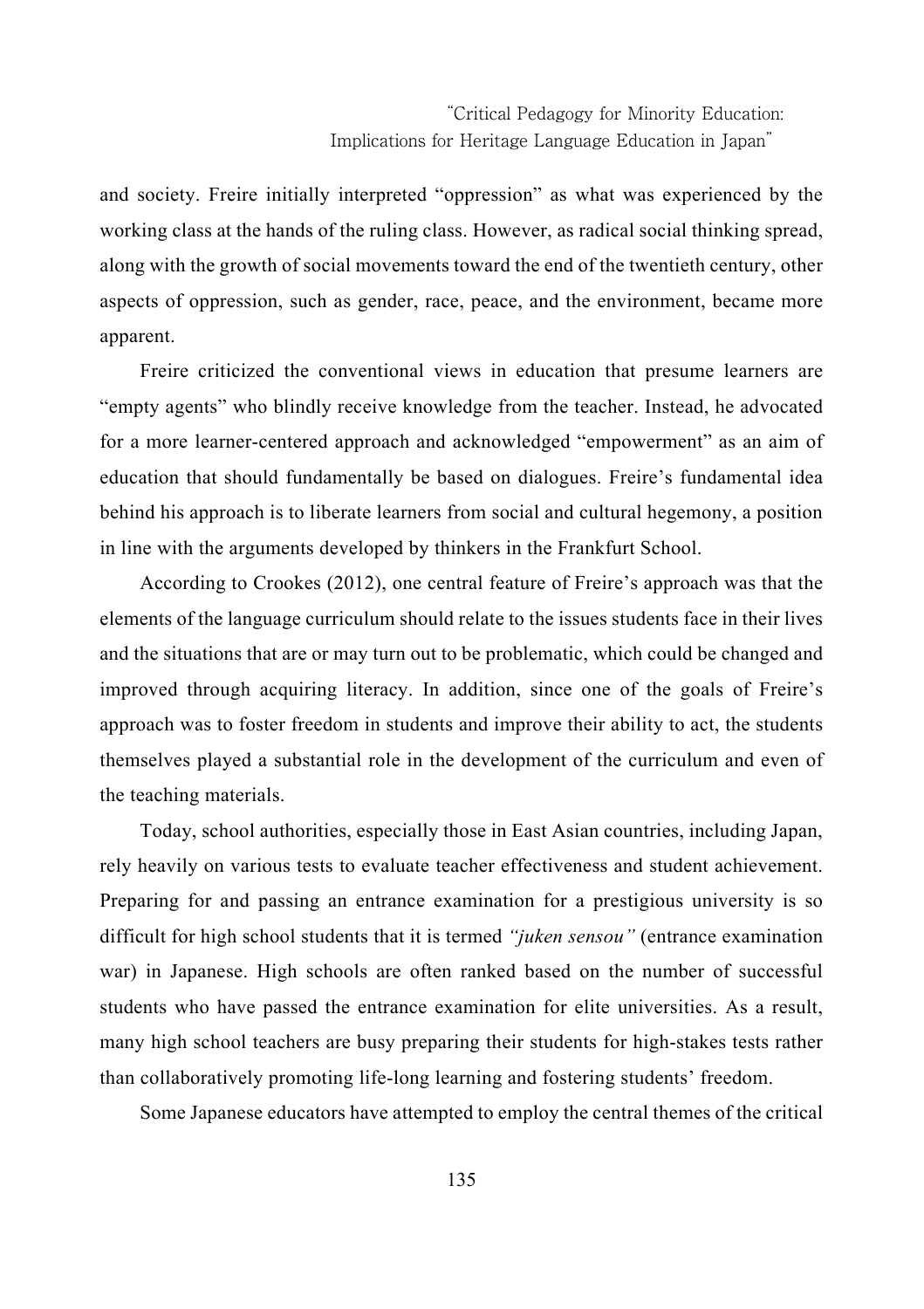and society. Freire initially interpreted "oppression" as what was experienced by the working class at the hands of the ruling class. However, as radical social thinking spread, along with the growth of social movements toward the end of the twentieth century, other aspects of oppression, such as gender, race, peace, and the environment, became more apparent.

Freire criticized the conventional views in education that presume learners are "empty agents" who blindly receive knowledge from the teacher. Instead, he advocated for a more learner-centered approach and acknowledged "empowerment" as an aim of education that should fundamentally be based on dialogues. Freire's fundamental idea behind his approach is to liberate learners from social and cultural hegemony, a position in line with the arguments developed by thinkers in the Frankfurt School.

According to Crookes (2012), one central feature of Freire's approach was that the elements of the language curriculum should relate to the issues students face in their lives and the situations that are or may turn out to be problematic, which could be changed and improved through acquiring literacy. In addition, since one of the goals of Freire's approach was to foster freedom in students and improve their ability to act, the students themselves played a substantial role in the development of the curriculum and even of the teaching materials.

Today, school authorities, especially those in East Asian countries, including Japan, rely heavily on various tests to evaluate teacher effectiveness and student achievement. Preparing for and passing an entrance examination for a prestigious university is so difficult for high school students that it is termed *"juken sensou"* (entrance examination war) in Japanese. High schools are often ranked based on the number of successful students who have passed the entrance examination for elite universities. As a result, many high school teachers are busy preparing their students for high-stakes tests rather than collaboratively promoting life-long learning and fostering students' freedom.

Some Japanese educators have attempted to employ the central themes of the critical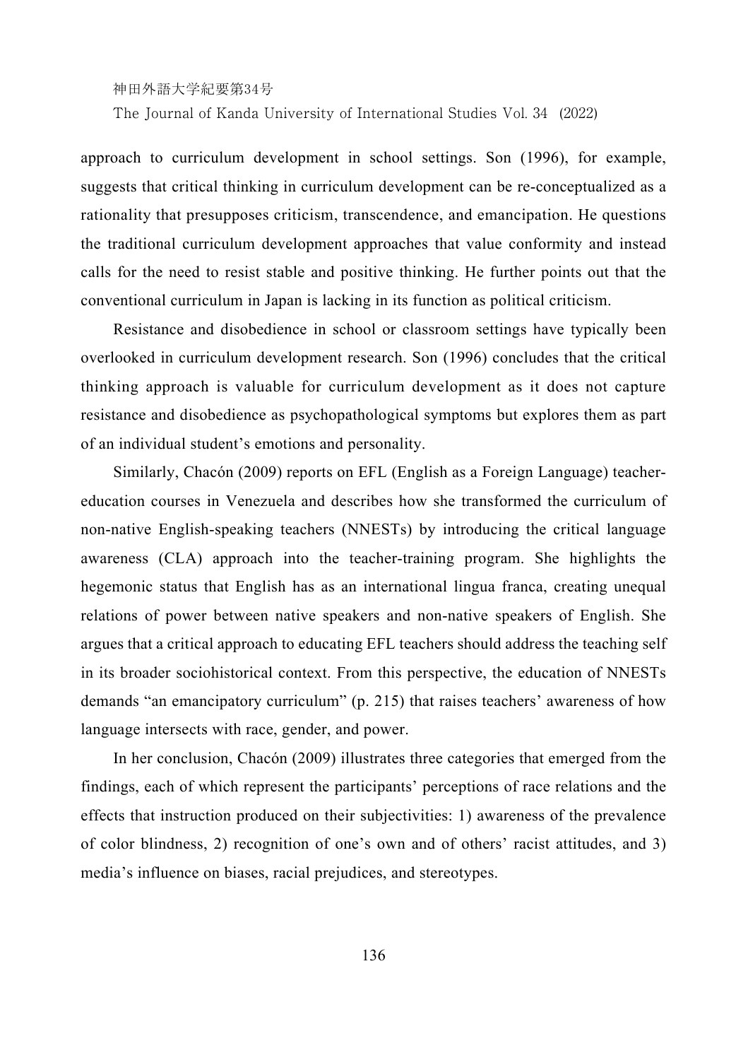approach to curriculum development in school settings. Son (1996), for example, suggests that critical thinking in curriculum development can be re-conceptualized as a rationality that presupposes criticism, transcendence, and emancipation. He questions the traditional curriculum development approaches that value conformity and instead calls for the need to resist stable and positive thinking. He further points out that the conventional curriculum in Japan is lacking in its function as political criticism.

Resistance and disobedience in school or classroom settings have typically been overlooked in curriculum development research. Son (1996) concludes that the critical thinking approach is valuable for curriculum development as it does not capture resistance and disobedience as psychopathological symptoms but explores them as part of an individual student's emotions and personality.

Similarly, Chacón (2009) reports on EFL (English as a Foreign Language) teacher-education courses in Venezuela and describes how she transformed the curriculum of non-native English-speaking teachers (NNESTs) by introducing the critical language awareness (CLA) approach into the teacher-training program. She highlights the hegemonic status that English has as an international lingua franca, creating unequal relations of power between native speakers and non-native speakers of English. She argues that a critical approach to educating EFL teachers should address the teaching self in its broader sociohistorical context. From this perspective, the education of NNESTs demands "an emancipatory curriculum" (p. 215) that raises teachers' awareness of how language intersects with race, gender, and power.

In her conclusion, Chacón (2009) illustrates three categories that emerged from the findings, each of which represent the participants' perceptions of race relations and the effects that instruction produced on their subjectivities: 1) awareness of the prevalence of color blindness, 2) recognition of one's own and of others' racist attitudes, and 3) media's influence on biases, racial prejudices, and stereotypes.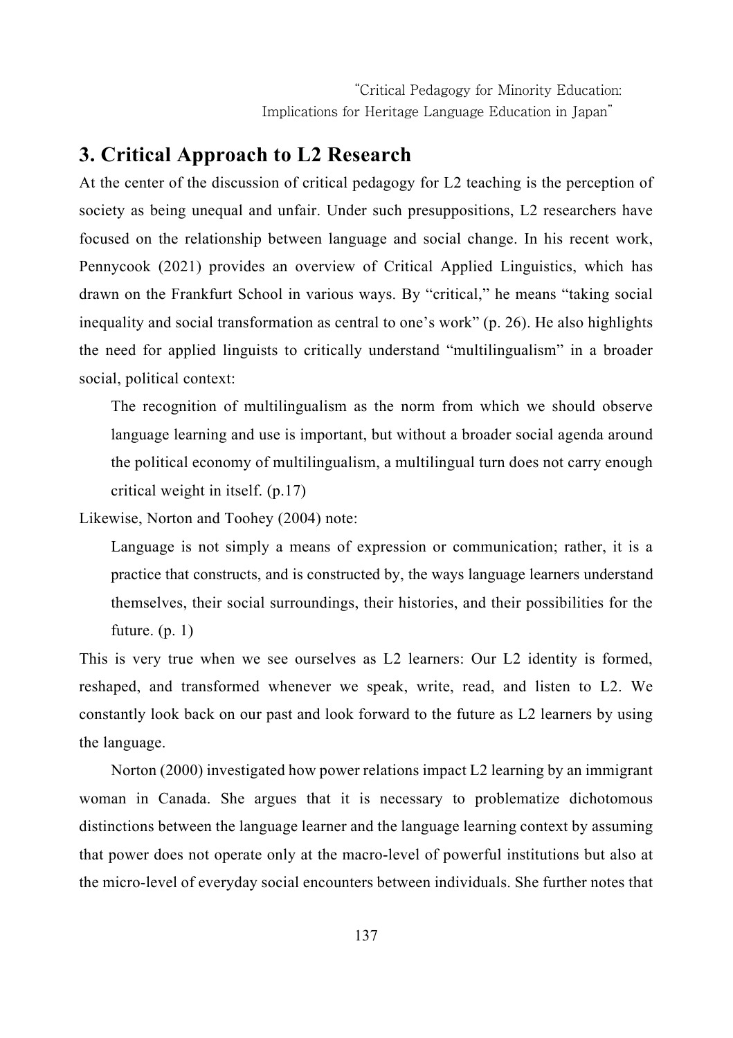## 3. Critical Approach to L2 Research

At the center of the discussion of critical pedagogy for L2 teaching is the perception of society as being unequal and unfair. Under such presuppositions, L2 researchers have focused on the relationship between language and social change. In his recent work, Pennycook (2021) provides an overview of Critical Applied Linguistics, which has drawn on the Frankfurt School in various ways. By "critical," he means "taking social inequality and social transformation as central to one's work" (p. 26). He also highlights the need for applied linguists to critically understand "multilingualism" in a broader social, political context:

> The recognition of multilingualism as the norm from which we should observe language learning and use is important, but without a broader social agenda around the political economy of multilingualism, a multilingual turn does not carry enough critical weight in itself. (p.17)

Likewise, Norton and Toohey (2004) note:

> Language is not simply a means of expression or communication; rather, it is a practice that constructs, and is constructed by, the ways language learners understand themselves, their social surroundings, their histories, and their possibilities for the future. (p. 1)

This is very true when we see ourselves as L2 learners: Our L2 identity is formed, reshaped, and transformed whenever we speak, write, read, and listen to L2. We constantly look back on our past and look forward to the future as L2 learners by using the language.

Norton (2000) investigated how power relations impact L2 learning by an immigrant woman in Canada. She argues that it is necessary to problematize dichotomous distinctions between the language learner and the language learning context by assuming that power does not operate only at the macro-level of powerful institutions but also at the micro-level of everyday social encounters between individuals. She further notes that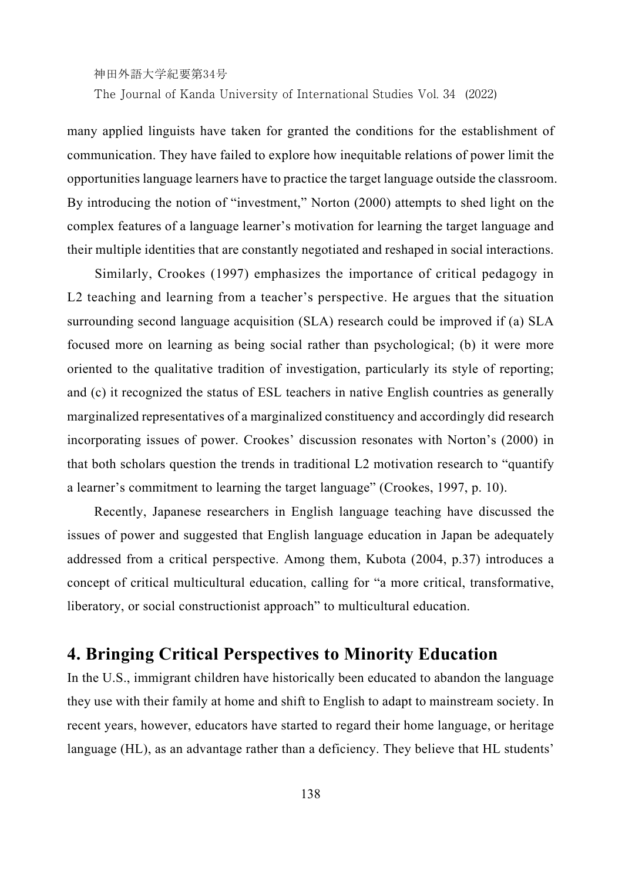many applied linguists have taken for granted the conditions for the establishment of communication. They have failed to explore how inequitable relations of power limit the opportunities language learners have to practice the target language outside the classroom. By introducing the notion of "investment," Norton (2000) attempts to shed light on the complex features of a language learner's motivation for learning the target language and their multiple identities that are constantly negotiated and reshaped in social interactions.

Similarly, Crookes (1997) emphasizes the importance of critical pedagogy in L2 teaching and learning from a teacher's perspective. He argues that the situation surrounding second language acquisition (SLA) research could be improved if (a) SLA focused more on learning as being social rather than psychological; (b) it were more oriented to the qualitative tradition of investigation, particularly its style of reporting; and (c) it recognized the status of ESL teachers in native English countries as generally marginalized representatives of a marginalized constituency and accordingly did research incorporating issues of power. Crookes' discussion resonates with Norton's (2000) in that both scholars question the trends in traditional L2 motivation research to "quantify a learner's commitment to learning the target language" (Crookes, 1997, p. 10).

Recently, Japanese researchers in English language teaching have discussed the issues of power and suggested that English language education in Japan be adequately addressed from a critical perspective. Among them, Kubota (2004, p.37) introduces a concept of critical multicultural education, calling for "a more critical, transformative, liberatory, or social constructionist approach" to multicultural education.

## 4. Bringing Critical Perspectives to Minority Education

In the U.S., immigrant children have historically been educated to abandon the language they use with their family at home and shift to English to adapt to mainstream society. In recent years, however, educators have started to regard their home language, or heritage language (HL), as an advantage rather than a deficiency. They believe that HL students'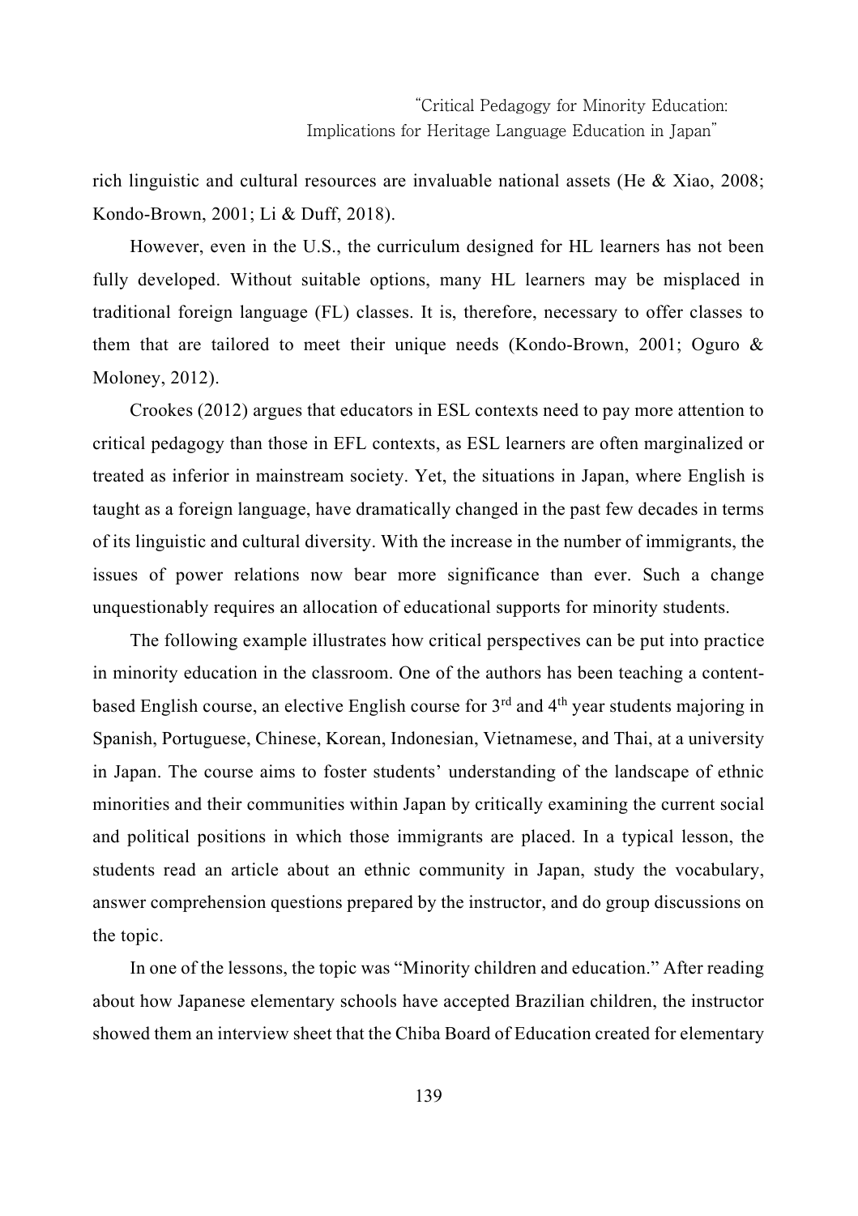rich linguistic and cultural resources are invaluable national assets (He & Xiao, 2008; Kondo-Brown, 2001; Li & Duff, 2018).

However, even in the U.S., the curriculum designed for HL learners has not been fully developed. Without suitable options, many HL learners may be misplaced in traditional foreign language (FL) classes. It is, therefore, necessary to offer classes to them that are tailored to meet their unique needs (Kondo-Brown, 2001; Oguro & Moloney, 2012).

Crookes (2012) argues that educators in ESL contexts need to pay more attention to critical pedagogy than those in EFL contexts, as ESL learners are often marginalized or treated as inferior in mainstream society. Yet, the situations in Japan, where English is taught as a foreign language, have dramatically changed in the past few decades in terms of its linguistic and cultural diversity. With the increase in the number of immigrants, the issues of power relations now bear more significance than ever. Such a change unquestionably requires an allocation of educational supports for minority students.

The following example illustrates how critical perspectives can be put into practice in minority education in the classroom. One of the authors has been teaching a content-based English course, an elective English course for 3rd and 4th year students majoring in Spanish, Portuguese, Chinese, Korean, Indonesian, Vietnamese, and Thai, at a university in Japan. The course aims to foster students' understanding of the landscape of ethnic minorities and their communities within Japan by critically examining the current social and political positions in which those immigrants are placed. In a typical lesson, the students read an article about an ethnic community in Japan, study the vocabulary, answer comprehension questions prepared by the instructor, and do group discussions on the topic.

In one of the lessons, the topic was "Minority children and education." After reading about how Japanese elementary schools have accepted Brazilian children, the instructor showed them an interview sheet that the Chiba Board of Education created for elementary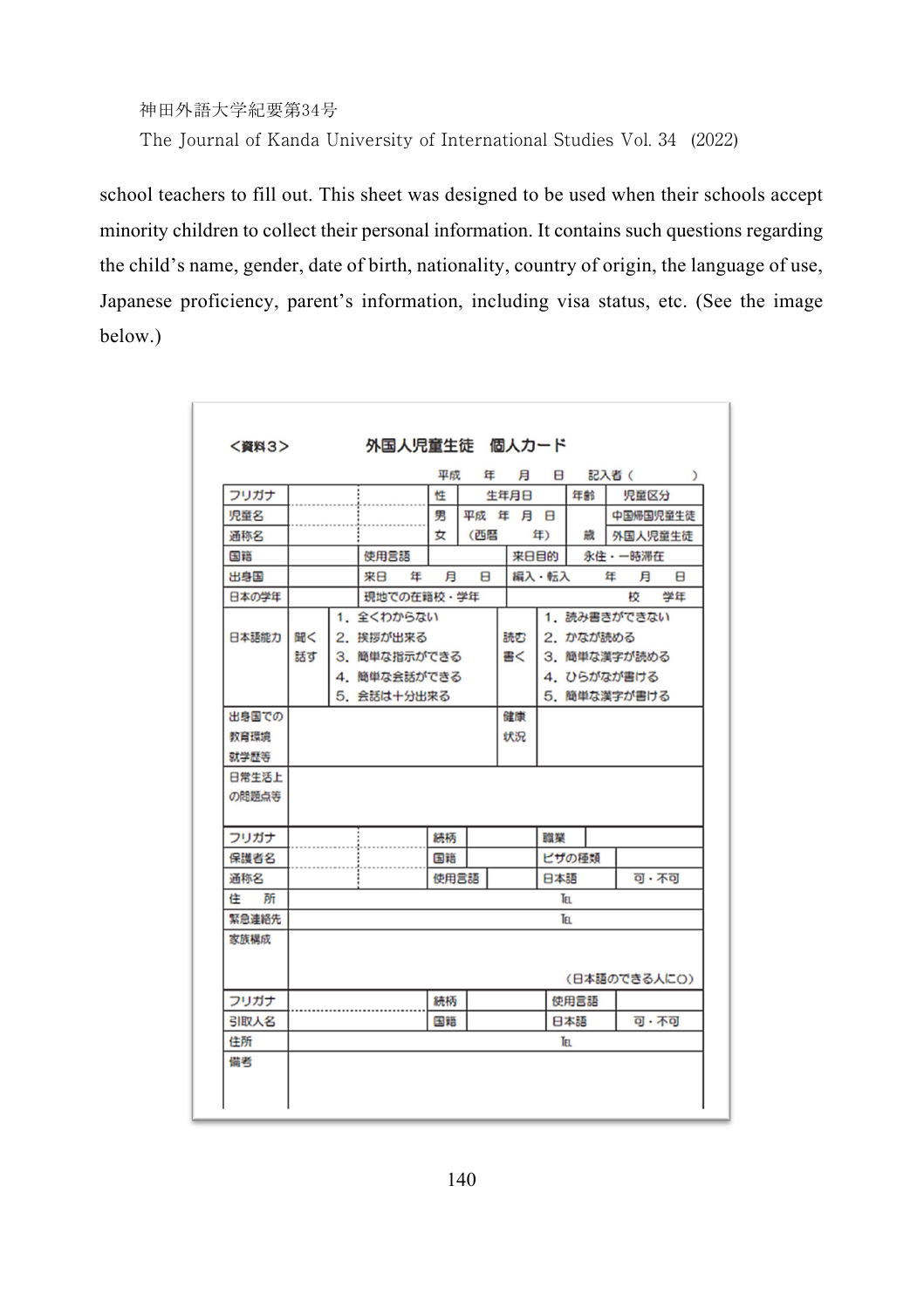school teachers to fill out. This sheet was designed to be used when their schools accept minority children to collect their personal information. It contains such questions regarding the child's name, gender, date of birth, nationality, country of origin, the language of use, Japanese proficiency, parent's information, including visa status, etc. (See the image below.)

<資料3>　　　　外国人児童生徒　個人カード

平成　年　月　日　記入者（　　　）

| フリガナ | | | 性 | 生年月日 | | 年齢 | 児童区分 |
|---|---|---|---|---|---|---|---|
| 児童名 | | | 男 | 平成　年　月　日 | | | 中国帰国児童生徒 |
| 通称名 | | | 女 | （西暦　　年） | | 歳 | 外国人児童生徒 |
| 国籍 | | 使用言語 | | | 来日目的 | 永住・一時滞在 | |
| 出身国 | | 来日　年　月　日 | | | 編入・転入 | 年　月　日 | |
| 日本の学年 | | 現地での在籍校・学年 | | | | 校　学年 | |
| 日本語能力 | 聞く 話す | 1. 全くわからない 2. 挨拶が出来る 3. 簡単な指示ができる 4. 簡単な会話ができる 5. 会話は十分出来る | | | 読む 書く | 1. 読み書きができない 2. かなが読める 3. 簡単な漢字が読める 4. ひらがなが書ける 5. 簡単な漢字が書ける | |
| 出身国での教育環境 就学歴等 | | | | | 健康状況 | | |
| 日常生活上の問題点等 | | | | | | | |
| フリガナ | | | 続柄 | | 職業 | | |
| 保護者名 | | | 国籍 | | ビザの種類 | | |
| 通称名 | | | 使用言語 | | 日本語 | 可・不可 | |
| 住　所 | | | | | TEL | | |
| 緊急連絡先 | | | | | TEL | | |
| 家族構成 | （日本語のできる人に○） | | | | | | |
| フリガナ | | | 続柄 | | 使用言語 | | |
| 引取人名 | | | 国籍 | | 日本語 | 可・不可 | |
| 住所 | | | | | TEL | | |
| 備考 | | | | | | | |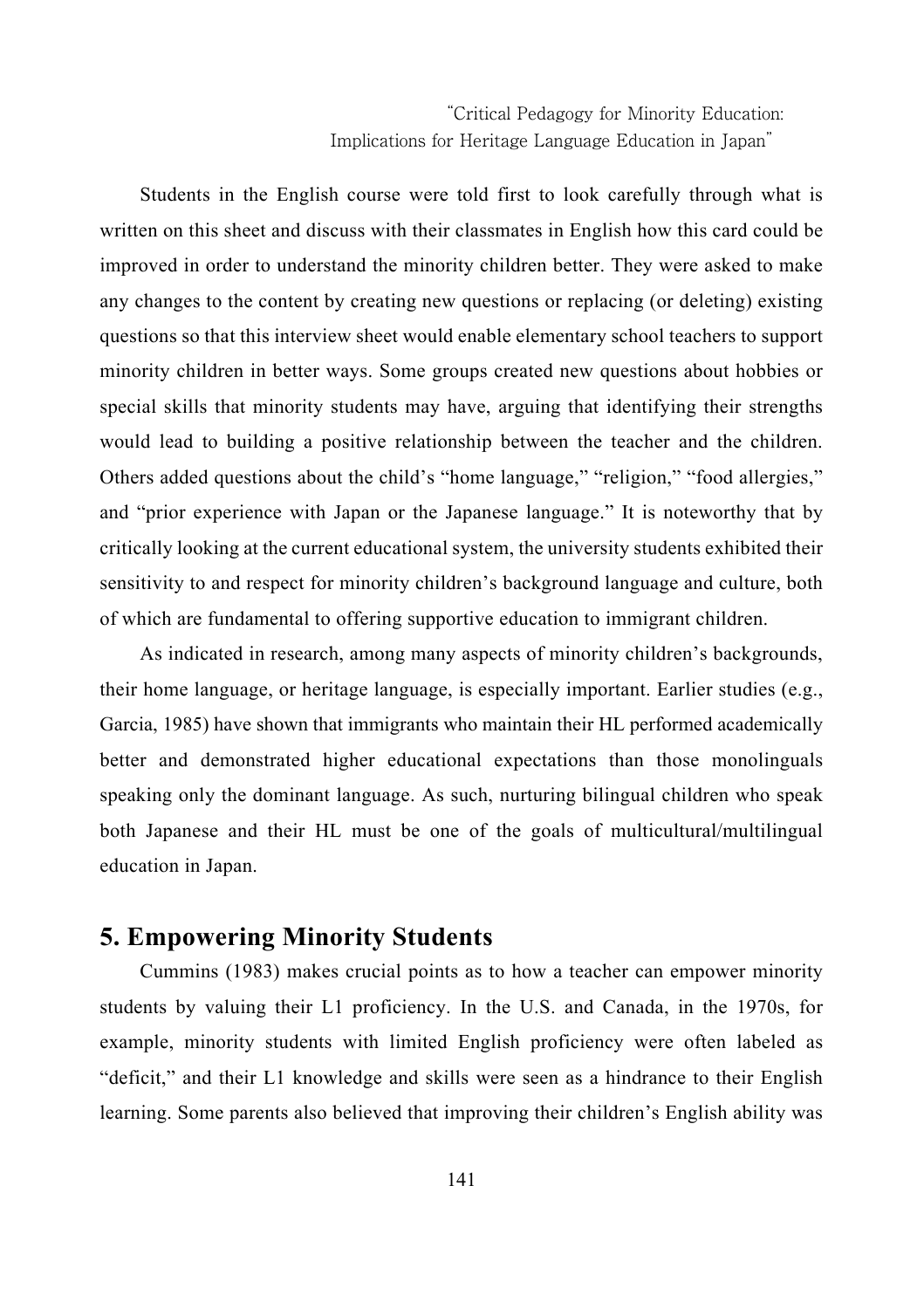Students in the English course were told first to look carefully through what is written on this sheet and discuss with their classmates in English how this card could be improved in order to understand the minority children better. They were asked to make any changes to the content by creating new questions or replacing (or deleting) existing questions so that this interview sheet would enable elementary school teachers to support minority children in better ways. Some groups created new questions about hobbies or special skills that minority students may have, arguing that identifying their strengths would lead to building a positive relationship between the teacher and the children. Others added questions about the child's "home language," "religion," "food allergies," and "prior experience with Japan or the Japanese language." It is noteworthy that by critically looking at the current educational system, the university students exhibited their sensitivity to and respect for minority children's background language and culture, both of which are fundamental to offering supportive education to immigrant children.

As indicated in research, among many aspects of minority children's backgrounds, their home language, or heritage language, is especially important. Earlier studies (e.g., Garcia, 1985) have shown that immigrants who maintain their HL performed academically better and demonstrated higher educational expectations than those monolinguals speaking only the dominant language. As such, nurturing bilingual children who speak both Japanese and their HL must be one of the goals of multicultural/multilingual education in Japan.

## 5. Empowering Minority Students

Cummins (1983) makes crucial points as to how a teacher can empower minority students by valuing their L1 proficiency. In the U.S. and Canada, in the 1970s, for example, minority students with limited English proficiency were often labeled as "deficit," and their L1 knowledge and skills were seen as a hindrance to their English learning. Some parents also believed that improving their children's English ability was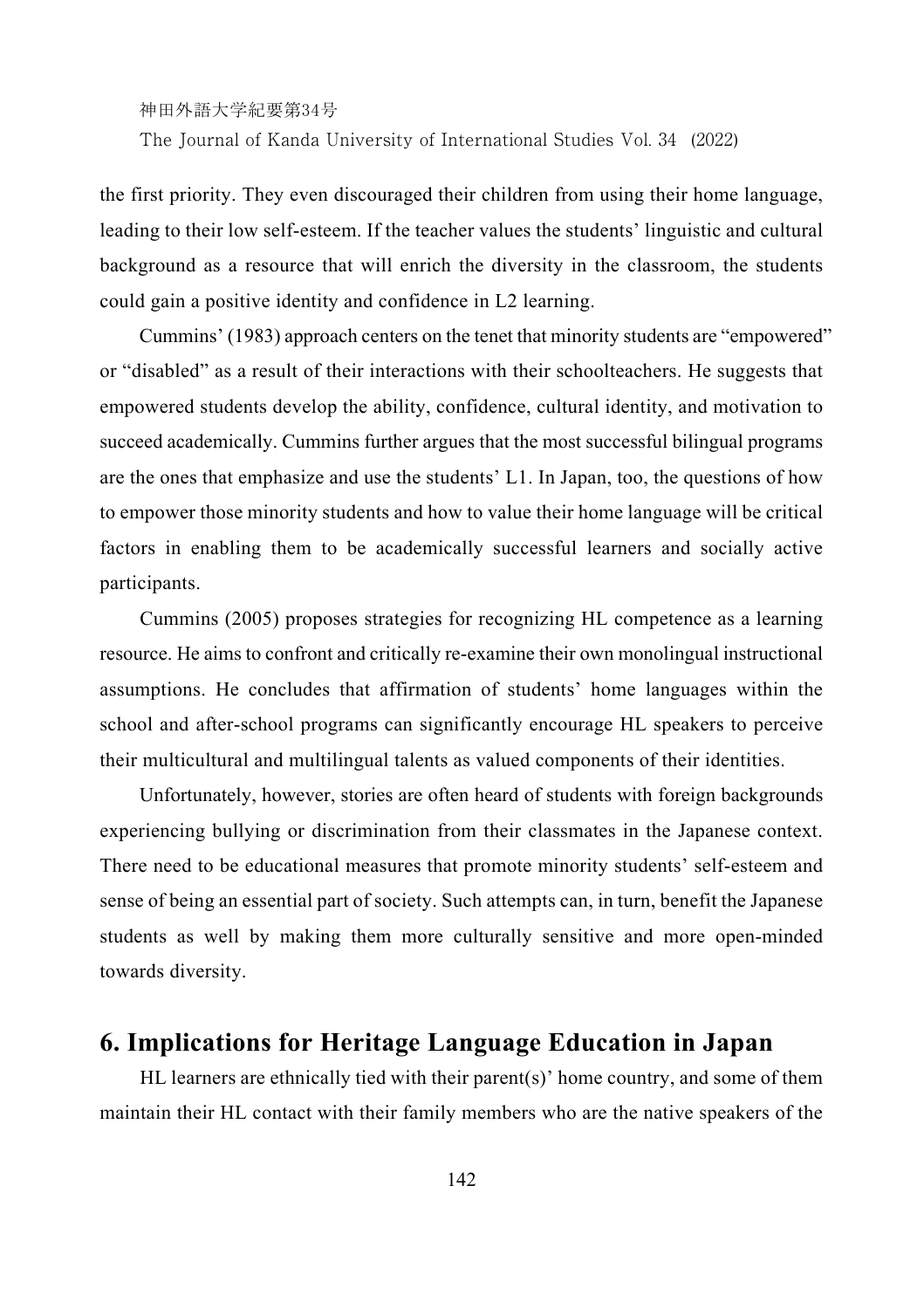the first priority. They even discouraged their children from using their home language, leading to their low self-esteem. If the teacher values the students' linguistic and cultural background as a resource that will enrich the diversity in the classroom, the students could gain a positive identity and confidence in L2 learning.

Cummins' (1983) approach centers on the tenet that minority students are "empowered" or "disabled" as a result of their interactions with their schoolteachers. He suggests that empowered students develop the ability, confidence, cultural identity, and motivation to succeed academically. Cummins further argues that the most successful bilingual programs are the ones that emphasize and use the students' L1. In Japan, too, the questions of how to empower those minority students and how to value their home language will be critical factors in enabling them to be academically successful learners and socially active participants.

Cummins (2005) proposes strategies for recognizing HL competence as a learning resource. He aims to confront and critically re-examine their own monolingual instructional assumptions. He concludes that affirmation of students' home languages within the school and after-school programs can significantly encourage HL speakers to perceive their multicultural and multilingual talents as valued components of their identities.

Unfortunately, however, stories are often heard of students with foreign backgrounds experiencing bullying or discrimination from their classmates in the Japanese context. There need to be educational measures that promote minority students' self-esteem and sense of being an essential part of society. Such attempts can, in turn, benefit the Japanese students as well by making them more culturally sensitive and more open-minded towards diversity.

## 6. Implications for Heritage Language Education in Japan

HL learners are ethnically tied with their parent(s)' home country, and some of them maintain their HL contact with their family members who are the native speakers of the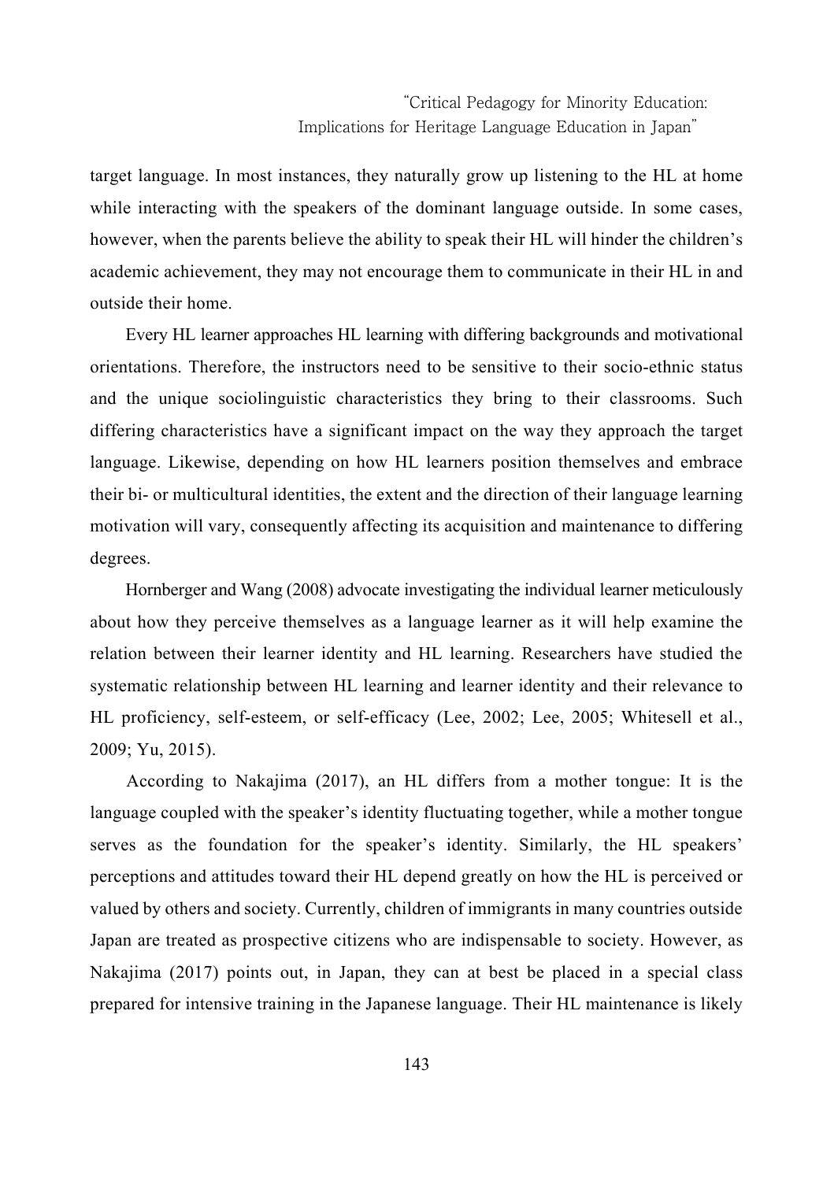target language. In most instances, they naturally grow up listening to the HL at home while interacting with the speakers of the dominant language outside. In some cases, however, when the parents believe the ability to speak their HL will hinder the children's academic achievement, they may not encourage them to communicate in their HL in and outside their home.

Every HL learner approaches HL learning with differing backgrounds and motivational orientations. Therefore, the instructors need to be sensitive to their socio-ethnic status and the unique sociolinguistic characteristics they bring to their classrooms. Such differing characteristics have a significant impact on the way they approach the target language. Likewise, depending on how HL learners position themselves and embrace their bi- or multicultural identities, the extent and the direction of their language learning motivation will vary, consequently affecting its acquisition and maintenance to differing degrees.

Hornberger and Wang (2008) advocate investigating the individual learner meticulously about how they perceive themselves as a language learner as it will help examine the relation between their learner identity and HL learning. Researchers have studied the systematic relationship between HL learning and learner identity and their relevance to HL proficiency, self-esteem, or self-efficacy (Lee, 2002; Lee, 2005; Whitesell et al., 2009; Yu, 2015).

According to Nakajima (2017), an HL differs from a mother tongue: It is the language coupled with the speaker's identity fluctuating together, while a mother tongue serves as the foundation for the speaker's identity. Similarly, the HL speakers' perceptions and attitudes toward their HL depend greatly on how the HL is perceived or valued by others and society. Currently, children of immigrants in many countries outside Japan are treated as prospective citizens who are indispensable to society. However, as Nakajima (2017) points out, in Japan, they can at best be placed in a special class prepared for intensive training in the Japanese language. Their HL maintenance is likely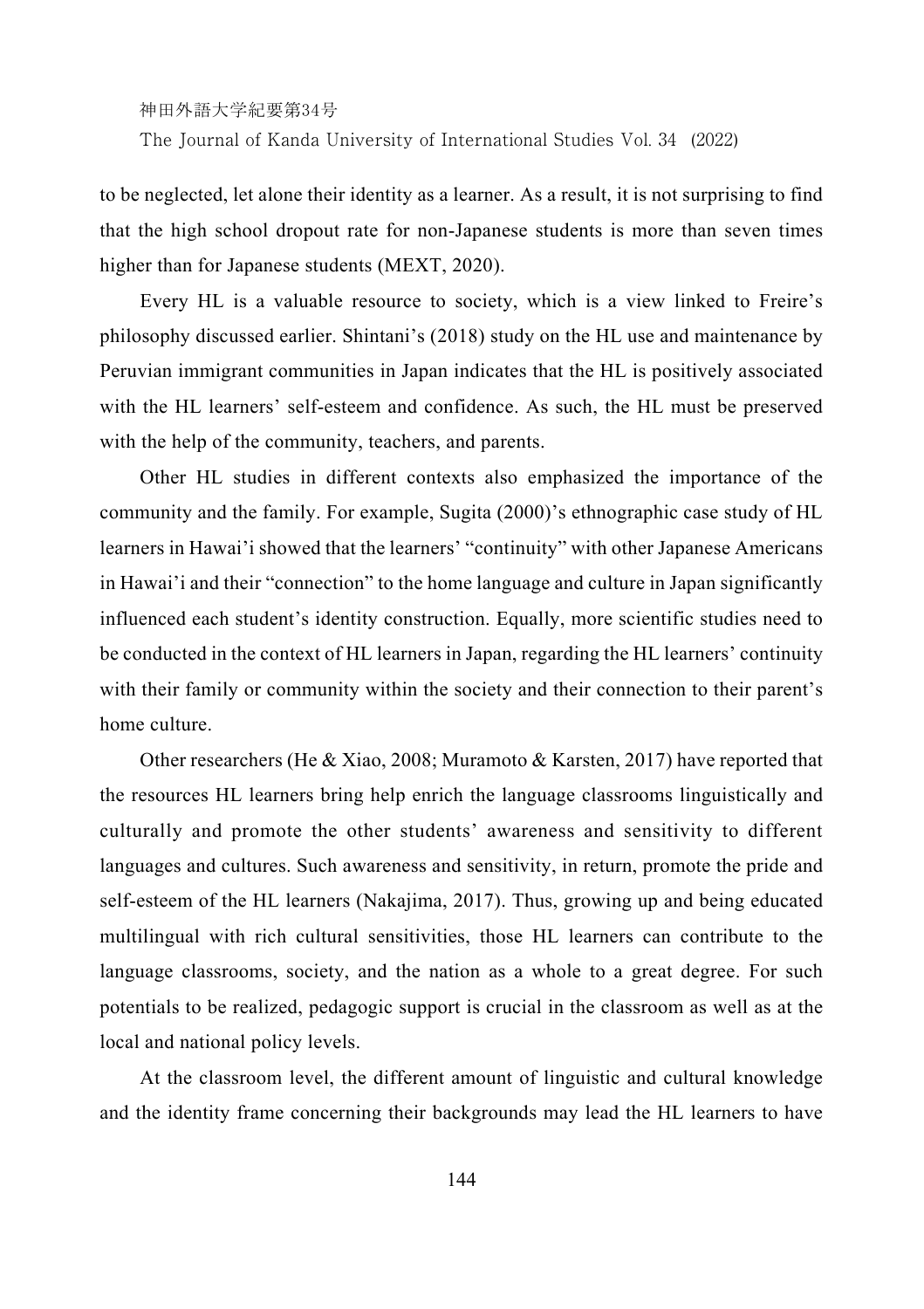to be neglected, let alone their identity as a learner. As a result, it is not surprising to find that the high school dropout rate for non-Japanese students is more than seven times higher than for Japanese students (MEXT, 2020).

Every HL is a valuable resource to society, which is a view linked to Freire's philosophy discussed earlier. Shintani's (2018) study on the HL use and maintenance by Peruvian immigrant communities in Japan indicates that the HL is positively associated with the HL learners' self-esteem and confidence. As such, the HL must be preserved with the help of the community, teachers, and parents.

Other HL studies in different contexts also emphasized the importance of the community and the family. For example, Sugita (2000)'s ethnographic case study of HL learners in Hawai'i showed that the learners' "continuity" with other Japanese Americans in Hawai'i and their "connection" to the home language and culture in Japan significantly influenced each student's identity construction. Equally, more scientific studies need to be conducted in the context of HL learners in Japan, regarding the HL learners' continuity with their family or community within the society and their connection to their parent's home culture.

Other researchers (He & Xiao, 2008; Muramoto & Karsten, 2017) have reported that the resources HL learners bring help enrich the language classrooms linguistically and culturally and promote the other students' awareness and sensitivity to different languages and cultures. Such awareness and sensitivity, in return, promote the pride and self-esteem of the HL learners (Nakajima, 2017). Thus, growing up and being educated multilingual with rich cultural sensitivities, those HL learners can contribute to the language classrooms, society, and the nation as a whole to a great degree. For such potentials to be realized, pedagogic support is crucial in the classroom as well as at the local and national policy levels.

At the classroom level, the different amount of linguistic and cultural knowledge and the identity frame concerning their backgrounds may lead the HL learners to have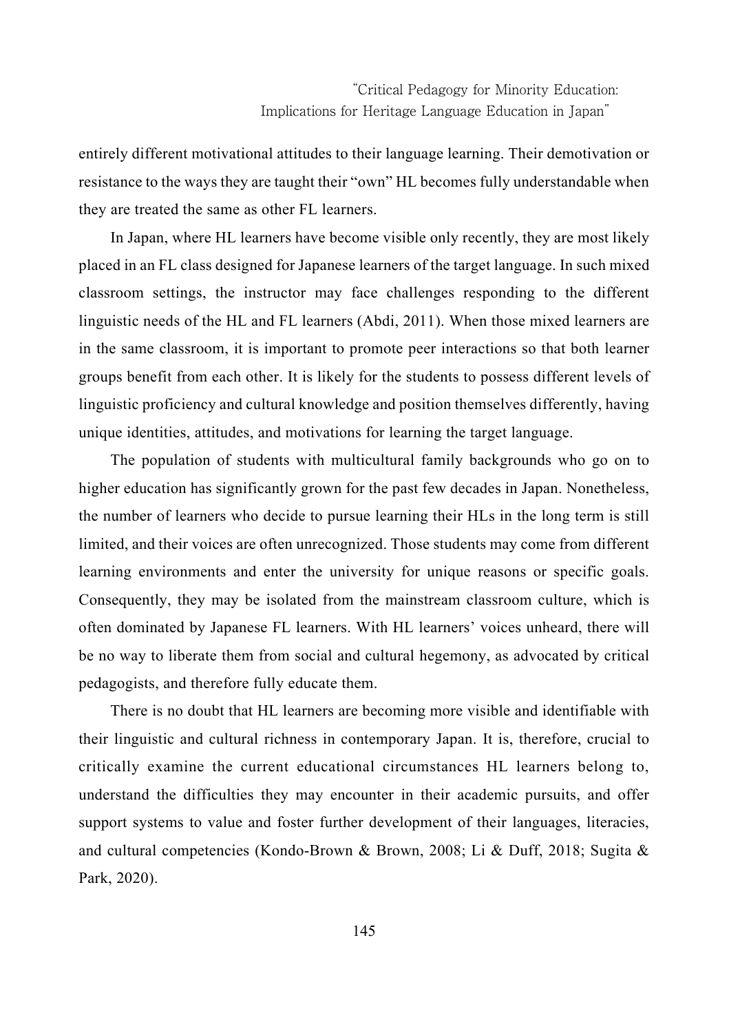entirely different motivational attitudes to their language learning. Their demotivation or resistance to the ways they are taught their "own" HL becomes fully understandable when they are treated the same as other FL learners.

In Japan, where HL learners have become visible only recently, they are most likely placed in an FL class designed for Japanese learners of the target language. In such mixed classroom settings, the instructor may face challenges responding to the different linguistic needs of the HL and FL learners (Abdi, 2011). When those mixed learners are in the same classroom, it is important to promote peer interactions so that both learner groups benefit from each other. It is likely for the students to possess different levels of linguistic proficiency and cultural knowledge and position themselves differently, having unique identities, attitudes, and motivations for learning the target language.

The population of students with multicultural family backgrounds who go on to higher education has significantly grown for the past few decades in Japan. Nonetheless, the number of learners who decide to pursue learning their HLs in the long term is still limited, and their voices are often unrecognized. Those students may come from different learning environments and enter the university for unique reasons or specific goals. Consequently, they may be isolated from the mainstream classroom culture, which is often dominated by Japanese FL learners. With HL learners' voices unheard, there will be no way to liberate them from social and cultural hegemony, as advocated by critical pedagogists, and therefore fully educate them.

There is no doubt that HL learners are becoming more visible and identifiable with their linguistic and cultural richness in contemporary Japan. It is, therefore, crucial to critically examine the current educational circumstances HL learners belong to, understand the difficulties they may encounter in their academic pursuits, and offer support systems to value and foster further development of their languages, literacies, and cultural competencies (Kondo-Brown & Brown, 2008; Li & Duff, 2018; Sugita & Park, 2020).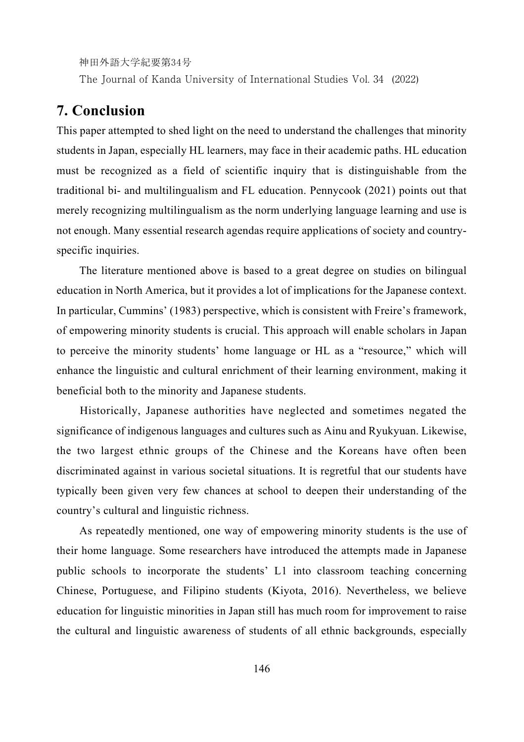## 7. Conclusion

This paper attempted to shed light on the need to understand the challenges that minority students in Japan, especially HL learners, may face in their academic paths. HL education must be recognized as a field of scientific inquiry that is distinguishable from the traditional bi- and multilingualism and FL education. Pennycook (2021) points out that merely recognizing multilingualism as the norm underlying language learning and use is not enough. Many essential research agendas require applications of society and country-specific inquiries.

The literature mentioned above is based to a great degree on studies on bilingual education in North America, but it provides a lot of implications for the Japanese context. In particular, Cummins' (1983) perspective, which is consistent with Freire's framework, of empowering minority students is crucial. This approach will enable scholars in Japan to perceive the minority students' home language or HL as a "resource," which will enhance the linguistic and cultural enrichment of their learning environment, making it beneficial both to the minority and Japanese students.

Historically, Japanese authorities have neglected and sometimes negated the significance of indigenous languages and cultures such as Ainu and Ryukyuan. Likewise, the two largest ethnic groups of the Chinese and the Koreans have often been discriminated against in various societal situations. It is regretful that our students have typically been given very few chances at school to deepen their understanding of the country's cultural and linguistic richness.

As repeatedly mentioned, one way of empowering minority students is the use of their home language. Some researchers have introduced the attempts made in Japanese public schools to incorporate the students' L1 into classroom teaching concerning Chinese, Portuguese, and Filipino students (Kiyota, 2016). Nevertheless, we believe education for linguistic minorities in Japan still has much room for improvement to raise the cultural and linguistic awareness of students of all ethnic backgrounds, especially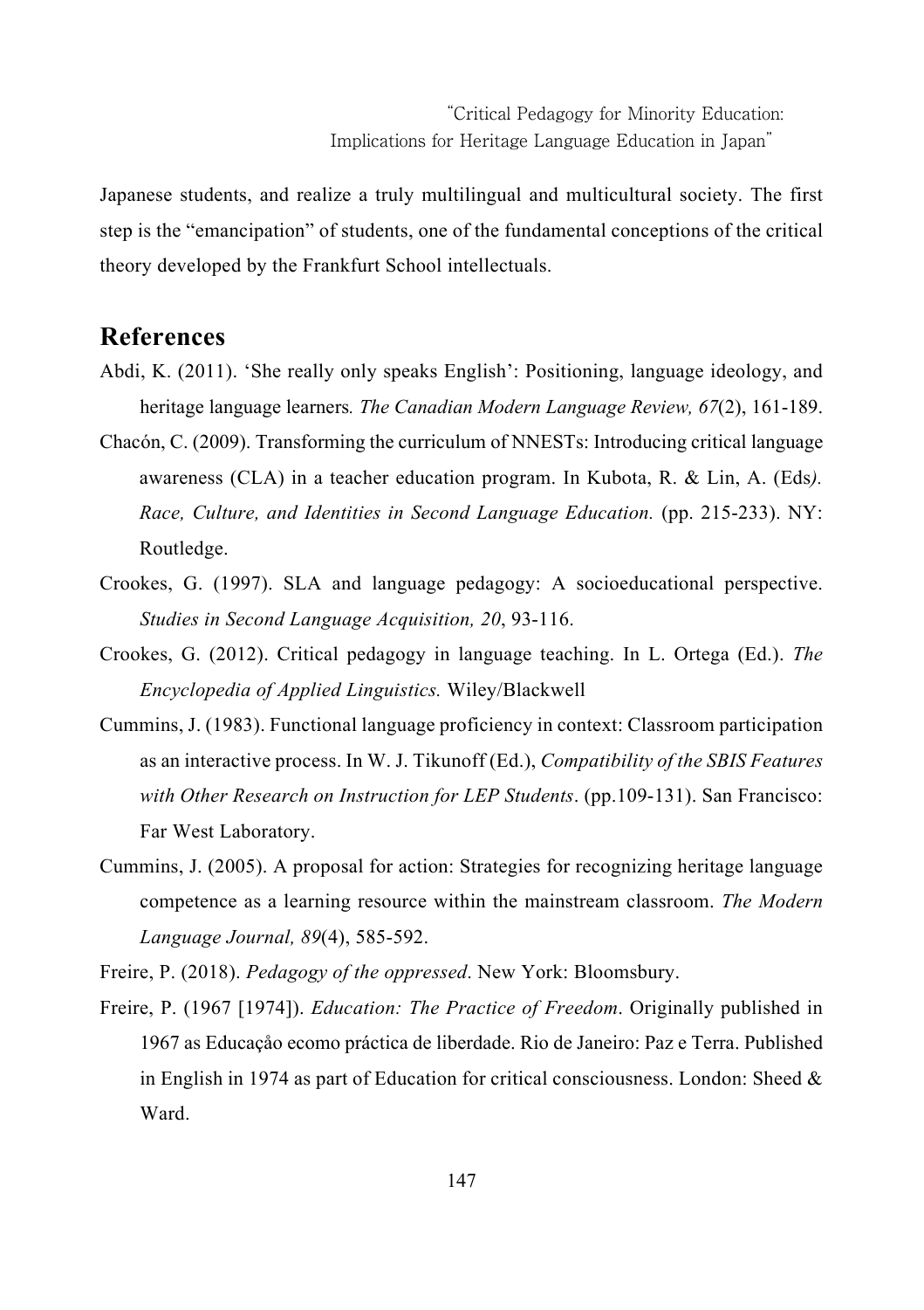Japanese students, and realize a truly multilingual and multicultural society. The first step is the "emancipation" of students, one of the fundamental conceptions of the critical theory developed by the Frankfurt School intellectuals.

## References

Abdi, K. (2011). 'She really only speaks English': Positioning, language ideology, and heritage language learners*. The Canadian Modern Language Review, 67*(2), 161-189.

Chacón, C. (2009). Transforming the curriculum of NNESTs: Introducing critical language awareness (CLA) in a teacher education program. In Kubota, R. & Lin, A. (Eds*). Race, Culture, and Identities in Second Language Education.* (pp. 215-233). NY: Routledge.

Crookes, G. (1997). SLA and language pedagogy: A socioeducational perspective. *Studies in Second Language Acquisition, 20*, 93-116.

Crookes, G. (2012). Critical pedagogy in language teaching. In L. Ortega (Ed.). *The Encyclopedia of Applied Linguistics.* Wiley/Blackwell

Cummins, J. (1983). Functional language proficiency in context: Classroom participation as an interactive process. In W. J. Tikunoff (Ed.), *Compatibility of the SBIS Features with Other Research on Instruction for LEP Students*. (pp.109-131). San Francisco: Far West Laboratory.

Cummins, J. (2005). A proposal for action: Strategies for recognizing heritage language competence as a learning resource within the mainstream classroom. *The Modern Language Journal, 89*(4), 585-592.

Freire, P. (2018). *Pedagogy of the oppressed*. New York: Bloomsbury.

Freire, P. (1967 [1974]). *Education: The Practice of Freedom*. Originally published in 1967 as Educaçåo ecomo práctica de liberdade. Rio de Janeiro: Paz e Terra. Published in English in 1974 as part of Education for critical consciousness. London: Sheed & Ward.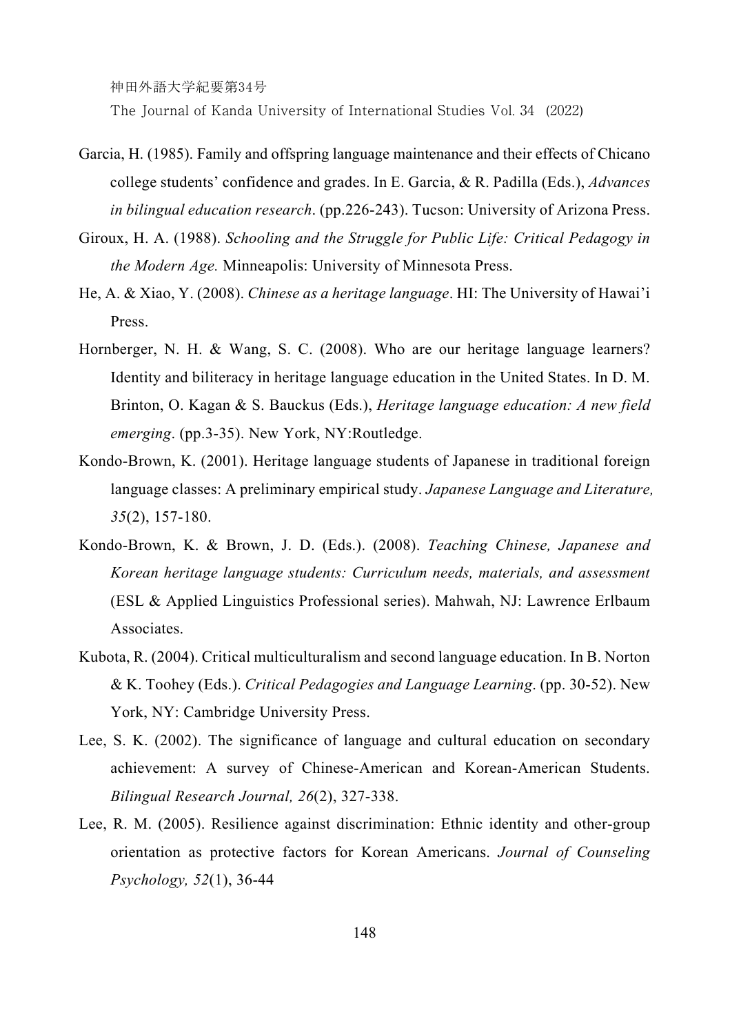Garcia, H. (1985). Family and offspring language maintenance and their effects of Chicano college students' confidence and grades. In E. Garcia, & R. Padilla (Eds.), *Advances in bilingual education research*. (pp.226-243). Tucson: University of Arizona Press.

Giroux, H. A. (1988). *Schooling and the Struggle for Public Life: Critical Pedagogy in the Modern Age.* Minneapolis: University of Minnesota Press.

He, A. & Xiao, Y. (2008). *Chinese as a heritage language*. HI: The University of Hawai'i Press.

Hornberger, N. H. & Wang, S. C. (2008). Who are our heritage language learners? Identity and biliteracy in heritage language education in the United States. In D. M. Brinton, O. Kagan & S. Bauckus (Eds.), *Heritage language education: A new field emerging*. (pp.3-35). New York, NY:Routledge.

Kondo-Brown, K. (2001). Heritage language students of Japanese in traditional foreign language classes: A preliminary empirical study. *Japanese Language and Literature, 35*(2), 157-180.

Kondo-Brown, K. & Brown, J. D. (Eds.). (2008). *Teaching Chinese, Japanese and Korean heritage language students: Curriculum needs, materials, and assessment* (ESL & Applied Linguistics Professional series). Mahwah, NJ: Lawrence Erlbaum Associates.

Kubota, R. (2004). Critical multiculturalism and second language education. In B. Norton & K. Toohey (Eds.). *Critical Pedagogies and Language Learning*. (pp. 30-52). New York, NY: Cambridge University Press.

Lee, S. K. (2002). The significance of language and cultural education on secondary achievement: A survey of Chinese-American and Korean-American Students. *Bilingual Research Journal, 26*(2), 327-338.

Lee, R. M. (2005). Resilience against discrimination: Ethnic identity and other-group orientation as protective factors for Korean Americans. *Journal of Counseling Psychology, 52*(1), 36-44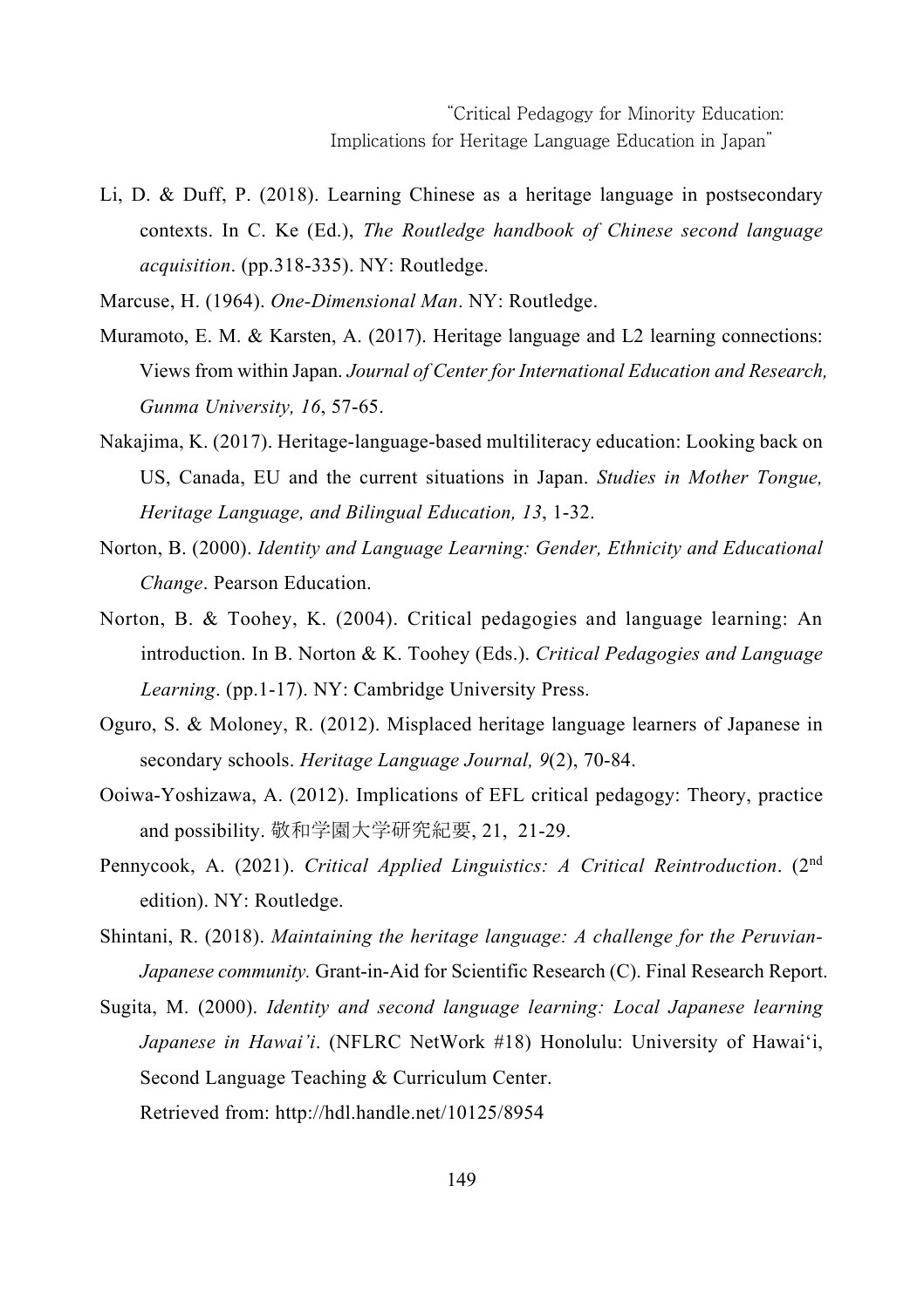Li, D. & Duff, P. (2018). Learning Chinese as a heritage language in postsecondary contexts. In C. Ke (Ed.), *The Routledge handbook of Chinese second language acquisition*. (pp.318-335). NY: Routledge.

Marcuse, H. (1964). *One-Dimensional Man*. NY: Routledge.

Muramoto, E. M. & Karsten, A. (2017). Heritage language and L2 learning connections: Views from within Japan. *Journal of Center for International Education and Research, Gunma University, 16*, 57-65.

Nakajima, K. (2017). Heritage-language-based multiliteracy education: Looking back on US, Canada, EU and the current situations in Japan. *Studies in Mother Tongue, Heritage Language, and Bilingual Education, 13*, 1-32.

Norton, B. (2000). *Identity and Language Learning: Gender, Ethnicity and Educational Change*. Pearson Education.

Norton, B. & Toohey, K. (2004). Critical pedagogies and language learning: An introduction. In B. Norton & K. Toohey (Eds.). *Critical Pedagogies and Language Learning*. (pp.1-17). NY: Cambridge University Press.

Oguro, S. & Moloney, R. (2012). Misplaced heritage language learners of Japanese in secondary schools. *Heritage Language Journal, 9*(2), 70-84.

Ooiwa-Yoshizawa, A. (2012). Implications of EFL critical pedagogy: Theory, practice and possibility. 敬和学園大学研究紀要, 21, 21-29.

Pennycook, A. (2021). *Critical Applied Linguistics: A Critical Reintroduction*. (2nd edition). NY: Routledge.

Shintani, R. (2018). *Maintaining the heritage language: A challenge for the Peruvian-Japanese community.* Grant-in-Aid for Scientific Research (C). Final Research Report.

Sugita, M. (2000). *Identity and second language learning: Local Japanese learning Japanese in Hawai'i*. (NFLRC NetWork #18) Honolulu: University of Hawai'i, Second Language Teaching & Curriculum Center.
Retrieved from: http://hdl.handle.net/10125/8954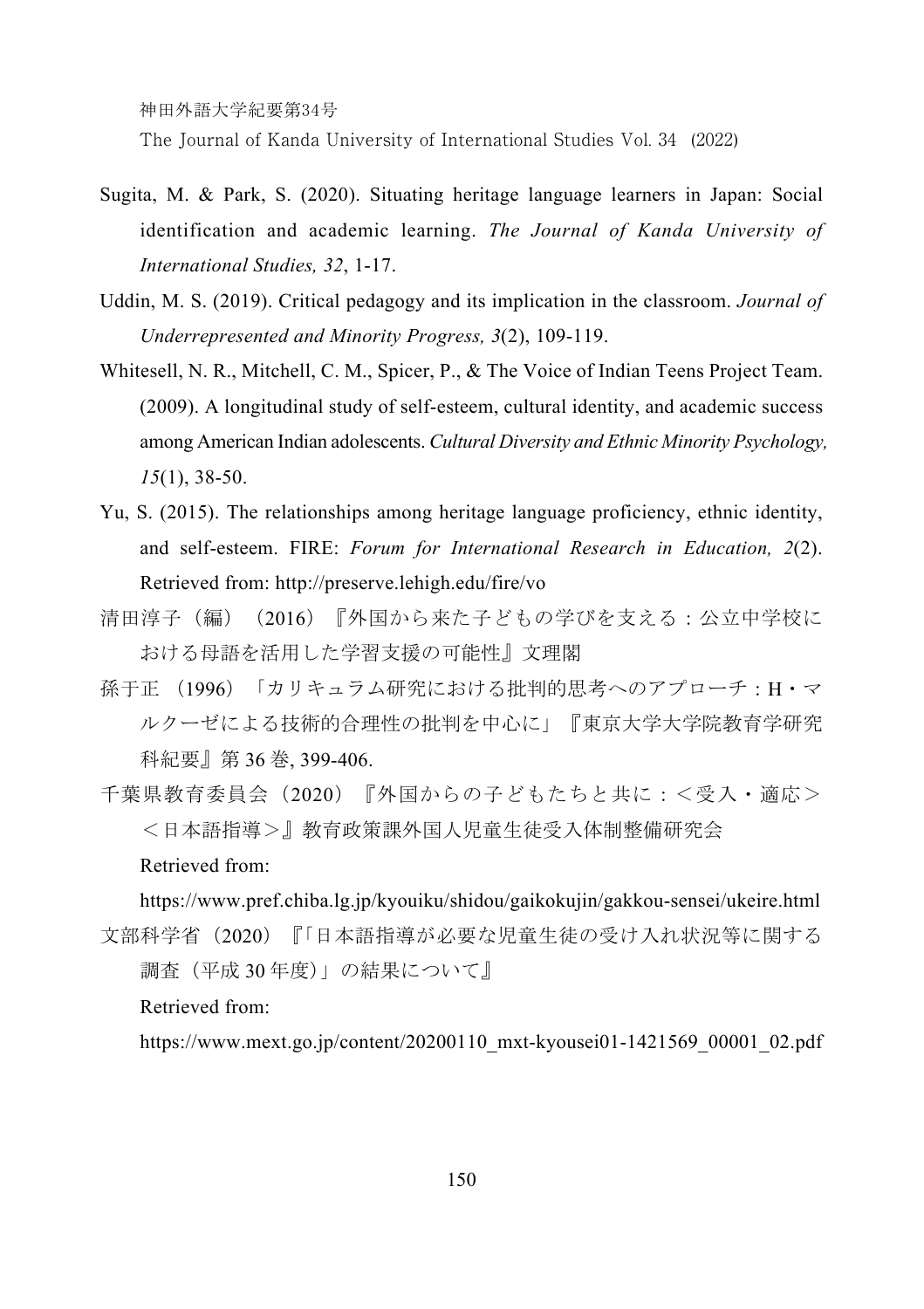Sugita, M. & Park, S. (2020). Situating heritage language learners in Japan: Social identification and academic learning. *The Journal of Kanda University of International Studies, 32*, 1-17.

Uddin, M. S. (2019). Critical pedagogy and its implication in the classroom. *Journal of Underrepresented and Minority Progress, 3*(2), 109-119.

Whitesell, N. R., Mitchell, C. M., Spicer, P., & The Voice of Indian Teens Project Team. (2009). A longitudinal study of self-esteem, cultural identity, and academic success among American Indian adolescents. *Cultural Diversity and Ethnic Minority Psychology, 15*(1), 38-50.

Yu, S. (2015). The relationships among heritage language proficiency, ethnic identity, and self-esteem. FIRE: *Forum for International Research in Education, 2*(2). Retrieved from: http://preserve.lehigh.edu/fire/vo

清田淳子（編）（2016）『外国から来た子どもの学びを支える：公立中学校における母語を活用した学習支援の可能性』文理閣

孫于正 （1996）「カリキュラム研究における批判的思考へのアプローチ：H・マルクーゼによる技術的合理性の批判を中心に」『東京大学大学院教育学研究科紀要』第 36 巻, 399-406.

千葉県教育委員会（2020）『外国からの子どもたちと共に：＜受入・適応＞＜日本語指導＞』教育政策課外国人児童生徒受入体制整備研究会

Retrieved from:

https://www.pref.chiba.lg.jp/kyouiku/shidou/gaikokujin/gakkou-sensei/ukeire.html

文部科学省（2020）『「日本語指導が必要な児童生徒の受け入れ状況等に関する調査（平成 30 年度）」の結果について』

Retrieved from:

https://www.mext.go.jp/content/20200110_mxt-kyousei01-1421569_00001_02.pdf